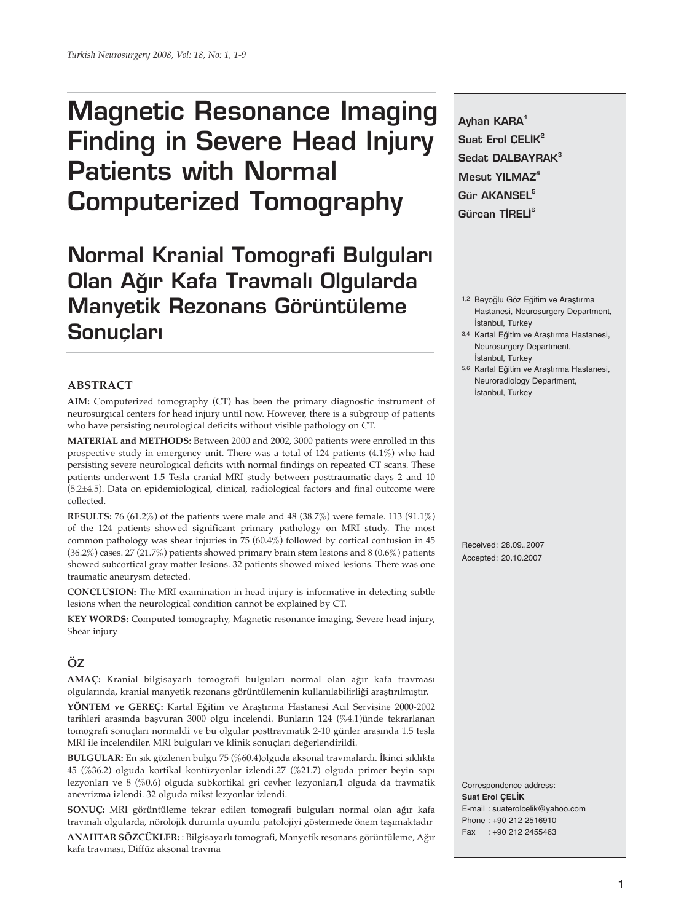# Magnetic Resonance Imaging Finding in Severe Head Injury Patients with Normal Computerized Tomography

# Normal Kranial Tomografi Bulguları Olan Ağır Kafa Travmalı Olgularda Manyetik Rezonans Görüntüleme Sonuçları

**Ayhan KARA[1]**
**Suat Erol ÇELİK[2]**
**Sedat DALBAYRAK[3]**
**Mesut YILMAZ[4]**
**Gür AKANSEL[5]**
**Gürcan TİRELİ[6]**

[1,2] Beyoğlu Göz Eğitim ve Araştırma Hastanesi, Neurosurgery Department, İstanbul, Turkey

[3,4] Kartal Eğitim ve Araştırma Hastanesi, Neurosurgery Department, İstanbul, Turkey

[5,6] Kartal Eğitim ve Araştırma Hastanesi, Neuroradiology Department, İstanbul, Turkey

Received: 28.09..2007
Accepted: 20.10.2007

## ABSTRACT

**AIM:** Computerized tomography (CT) has been the primary diagnostic instrument of neurosurgical centers for head injury until now. However, there is a subgroup of patients who have persisting neurological deficits without visible pathology on CT.

**MATERIAL and METHODS:** Between 2000 and 2002, 3000 patients were enrolled in this prospective study in emergency unit. There was a total of 124 patients (4.1%) who had persisting severe neurological deficits with normal findings on repeated CT scans. These patients underwent 1.5 Tesla cranial MRI study between posttraumatic days 2 and 10 (5.2±4.5). Data on epidemiological, clinical, radiological factors and final outcome were collected.

**RESULTS:** 76 (61.2%) of the patients were male and 48 (38.7%) were female. 113 (91.1%) of the 124 patients showed significant primary pathology on MRI study. The most common pathology was shear injuries in 75 (60.4%) followed by cortical contusion in 45 (36.2%) cases. 27 (21.7%) patients showed primary brain stem lesions and 8 (0.6%) patients showed subcortical gray matter lesions. 32 patients showed mixed lesions. There was one traumatic aneurysm detected.

**CONCLUSION:** The MRI examination in head injury is informative in detecting subtle lesions when the neurological condition cannot be explained by CT.

**KEY WORDS:** Computed tomography, Magnetic resonance imaging, Severe head injury, Shear injury

## ÖZ

**AMAÇ:** Kranial bilgisayarlı tomografi bulguları normal olan ağır kafa travması olgularında, kranial manyetik rezonans görüntülemenin kullanılabilirliği araştırılmıştır.

**YÖNTEM ve GEREÇ:** Kartal Eğitim ve Araştırma Hastanesi Acil Servisine 2000-2002 tarihleri arasında başvuran 3000 olgu incelendi. Bunların 124 (%4.1)ünde tekrarlanan tomografi sonuçları normaldi ve bu olgular posttravmatik 2-10 günler arasında 1.5 tesla MRI ile incelendiler. MRI bulguları ve klinik sonuçları değerlendirildi.

**BULGULAR:** En sık gözlenen bulgu 75 (%60.4)olguda aksonal travmalardı. İkinci sıklıkta 45 (%36.2) olguda kortikal kontüzyonlar izlendi.27 (%21.7) olguda primer beyin sapı lezyonları ve 8 (%0.6) olguda subkortikal gri cevher lezyonları,1 olguda da travmatik anevrizma izlendi. 32 olguda mikst lezyonlar izlendi.

**SONUÇ:** MRI görüntüleme tekrar edilen tomografi bulguları normal olan ağır kafa travmalı olgularda, nörolojik durumla uyumlu patolojiyi göstermede önem taşımaktadır

**ANAHTAR SÖZCÜKLER:** : Bilgisayarlı tomografi, Manyetik resonans görüntüleme, Ağır kafa travması, Diffüz aksonal travma

Correspondence address:
**Suat Erol ÇELİK**
E-mail : suaterolcelik@yahoo.com
Phone : +90 212 2516910
Fax : +90 212 2455463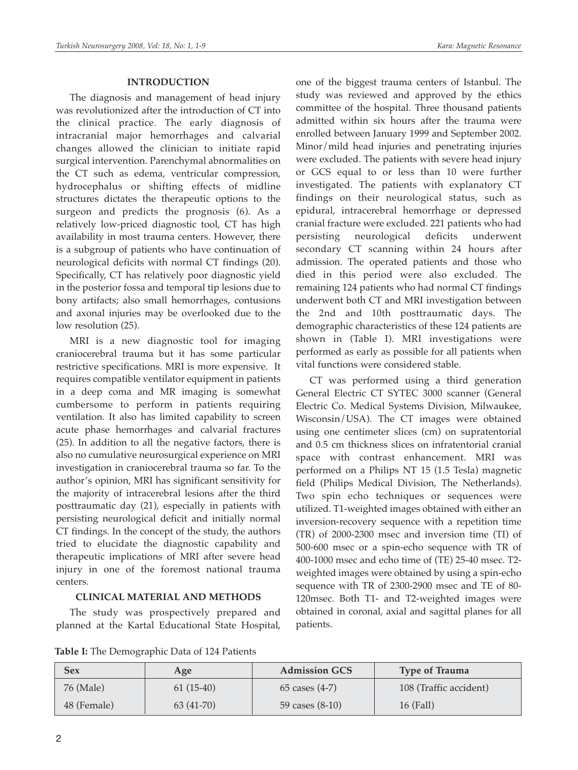## INTRODUCTION

The diagnosis and management of head injury was revolutionized after the introduction of CT into the clinical practice. The early diagnosis of intracranial major hemorrhages and calvarial changes allowed the clinician to initiate rapid surgical intervention. Parenchymal abnormalities on the CT such as edema, ventricular compression, hydrocephalus or shifting effects of midline structures dictates the therapeutic options to the surgeon and predicts the prognosis (6). As a relatively low-priced diagnostic tool, CT has high availability in most trauma centers. However, there is a subgroup of patients who have continuation of neurological deficits with normal CT findings (20). Specifically, CT has relatively poor diagnostic yield in the posterior fossa and temporal tip lesions due to bony artifacts; also small hemorrhages, contusions and axonal injuries may be overlooked due to the low resolution (25).

MRI is a new diagnostic tool for imaging craniocerebral trauma but it has some particular restrictive specifications. MRI is more expensive. It requires compatible ventilator equipment in patients in a deep coma and MR imaging is somewhat cumbersome to perform in patients requiring ventilation. It also has limited capability to screen acute phase hemorrhages and calvarial fractures (25). In addition to all the negative factors, there is also no cumulative neurosurgical experience on MRI investigation in craniocerebral trauma so far. To the author's opinion, MRI has significant sensitivity for the majority of intracerebral lesions after the third posttraumatic day (21), especially in patients with persisting neurological deficit and initially normal CT findings. In the concept of the study, the authors tried to elucidate the diagnostic capability and therapeutic implications of MRI after severe head injury in one of the foremost national trauma centers.

## CLINICAL MATERIAL AND METHODS

The study was prospectively prepared and planned at the Kartal Educational State Hospital, one of the biggest trauma centers of Istanbul. The study was reviewed and approved by the ethics committee of the hospital. Three thousand patients admitted within six hours after the trauma were enrolled between January 1999 and September 2002. Minor/mild head injuries and penetrating injuries were excluded. The patients with severe head injury or GCS equal to or less than 10 were further investigated. The patients with explanatory CT findings on their neurological status, such as epidural, intracerebral hemorrhage or depressed cranial fracture were excluded. 221 patients who had persisting neurological deficits underwent secondary CT scanning within 24 hours after admission. The operated patients and those who died in this period were also excluded. The remaining 124 patients who had normal CT findings underwent both CT and MRI investigation between the 2nd and 10th posttraumatic days. The demographic characteristics of these 124 patients are shown in (Table I). MRI investigations were performed as early as possible for all patients when vital functions were considered stable.

CT was performed using a third generation General Electric CT SYTEC 3000 scanner (General Electric Co. Medical Systems Division, Milwaukee, Wisconsin/USA). The CT images were obtained using one centimeter slices (cm) on supratentorial and 0.5 cm thickness slices on infratentorial cranial space with contrast enhancement. MRI was performed on a Philips NT 15 (1.5 Tesla) magnetic field (Philips Medical Division, The Netherlands). Two spin echo techniques or sequences were utilized. T1-weighted images obtained with either an inversion-recovery sequence with a repetition time (TR) of 2000-2300 msec and inversion time (TI) of 500-600 msec or a spin-echo sequence with TR of 400-1000 msec and echo time of (TE) 25-40 msec. T2-weighted images were obtained by using a spin-echo sequence with TR of 2300-2900 msec and TE of 80-120msec. Both T1- and T2-weighted images were obtained in coronal, axial and sagittal planes for all patients.

**Table I:** The Demographic Data of 124 Patients

| Sex | Age | Admission GCS | Type of Trauma |
|---|---|---|---|
| 76 (Male) | 61 (15-40) | 65 cases (4-7) | 108 (Traffic accident) |
| 48 (Female) | 63 (41-70) | 59 cases (8-10) | 16 (Fall) |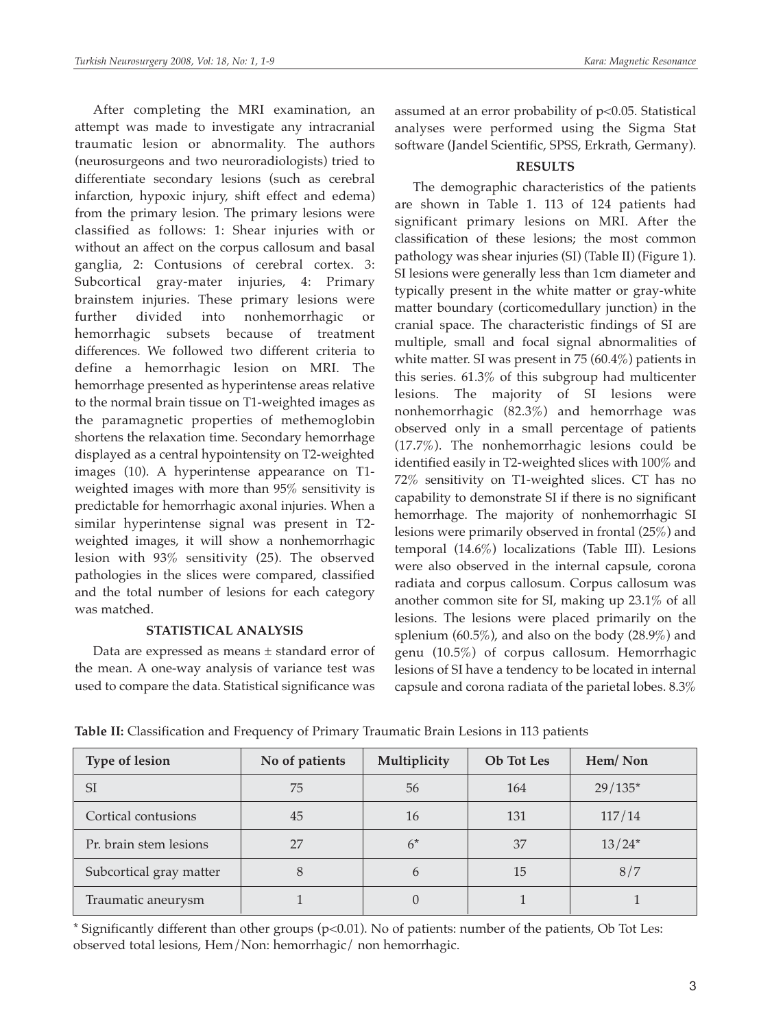After completing the MRI examination, an attempt was made to investigate any intracranial traumatic lesion or abnormality. The authors (neurosurgeons and two neuroradiologists) tried to differentiate secondary lesions (such as cerebral infarction, hypoxic injury, shift effect and edema) from the primary lesion. The primary lesions were classified as follows: 1: Shear injuries with or without an affect on the corpus callosum and basal ganglia, 2: Contusions of cerebral cortex. 3: Subcortical gray-mater injuries, 4: Primary brainstem injuries. These primary lesions were further divided into nonhemorrhagic or hemorrhagic subsets because of treatment differences. We followed two different criteria to define a hemorrhagic lesion on MRI. The hemorrhage presented as hyperintense areas relative to the normal brain tissue on T1-weighted images as the paramagnetic properties of methemoglobin shortens the relaxation time. Secondary hemorrhage displayed as a central hypointensity on T2-weighted images (10). A hyperintense appearance on T1-weighted images with more than 95% sensitivity is predictable for hemorrhagic axonal injuries. When a similar hyperintense signal was present in T2-weighted images, it will show a nonhemorrhagic lesion with 93% sensitivity (25). The observed pathologies in the slices were compared, classified and the total number of lesions for each category was matched.

## STATISTICAL ANALYSIS

Data are expressed as means ± standard error of the mean. A one-way analysis of variance test was used to compare the data. Statistical significance was assumed at an error probability of $p<0.05$. Statistical analyses were performed using the Sigma Stat software (Jandel Scientific, SPSS, Erkrath, Germany).

## RESULTS

The demographic characteristics of the patients are shown in Table 1. 113 of 124 patients had significant primary lesions on MRI. After the classification of these lesions; the most common pathology was shear injuries (SI) (Table II) (Figure 1). SI lesions were generally less than 1cm diameter and typically present in the white matter or gray-white matter boundary (corticomedullary junction) in the cranial space. The characteristic findings of SI are multiple, small and focal signal abnormalities of white matter. SI was present in 75 (60.4%) patients in this series. 61.3% of this subgroup had multicenter lesions. The majority of SI lesions were nonhemorrhagic (82.3%) and hemorrhage was observed only in a small percentage of patients (17.7%). The nonhemorrhagic lesions could be identified easily in T2-weighted slices with 100% and 72% sensitivity on T1-weighted slices. CT has no capability to demonstrate SI if there is no significant hemorrhage. The majority of nonhemorrhagic SI lesions were primarily observed in frontal (25%) and temporal (14.6%) localizations (Table III). Lesions were also observed in the internal capsule, corona radiata and corpus callosum. Corpus callosum was another common site for SI, making up 23.1% of all lesions. The lesions were placed primarily on the splenium (60.5%), and also on the body (28.9%) and genu (10.5%) of corpus callosum. Hemorrhagic lesions of SI have a tendency to be located in internal capsule and corona radiata of the parietal lobes. 8.3%

**Table II:** Classification and Frequency of Primary Traumatic Brain Lesions in 113 patients

| Type of lesion | No of patients | Multiplicity | Ob Tot Les | Hem/ Non |
|---|---|---|---|---|
| SI | 75 | 56 | 164 | 29/135* |
| Cortical contusions | 45 | 16 | 131 | 117/14 |
| Pr. brain stem lesions | 27 | 6* | 37 | 13/24* |
| Subcortical gray matter | 8 | 6 | 15 | 8/7 |
| Traumatic aneurysm | 1 | 0 | 1 | 1 |

* Significantly different than other groups ($p<0.01$). No of patients: number of the patients, Ob Tot Les: observed total lesions, Hem/Non: hemorrhagic/ non hemorrhagic.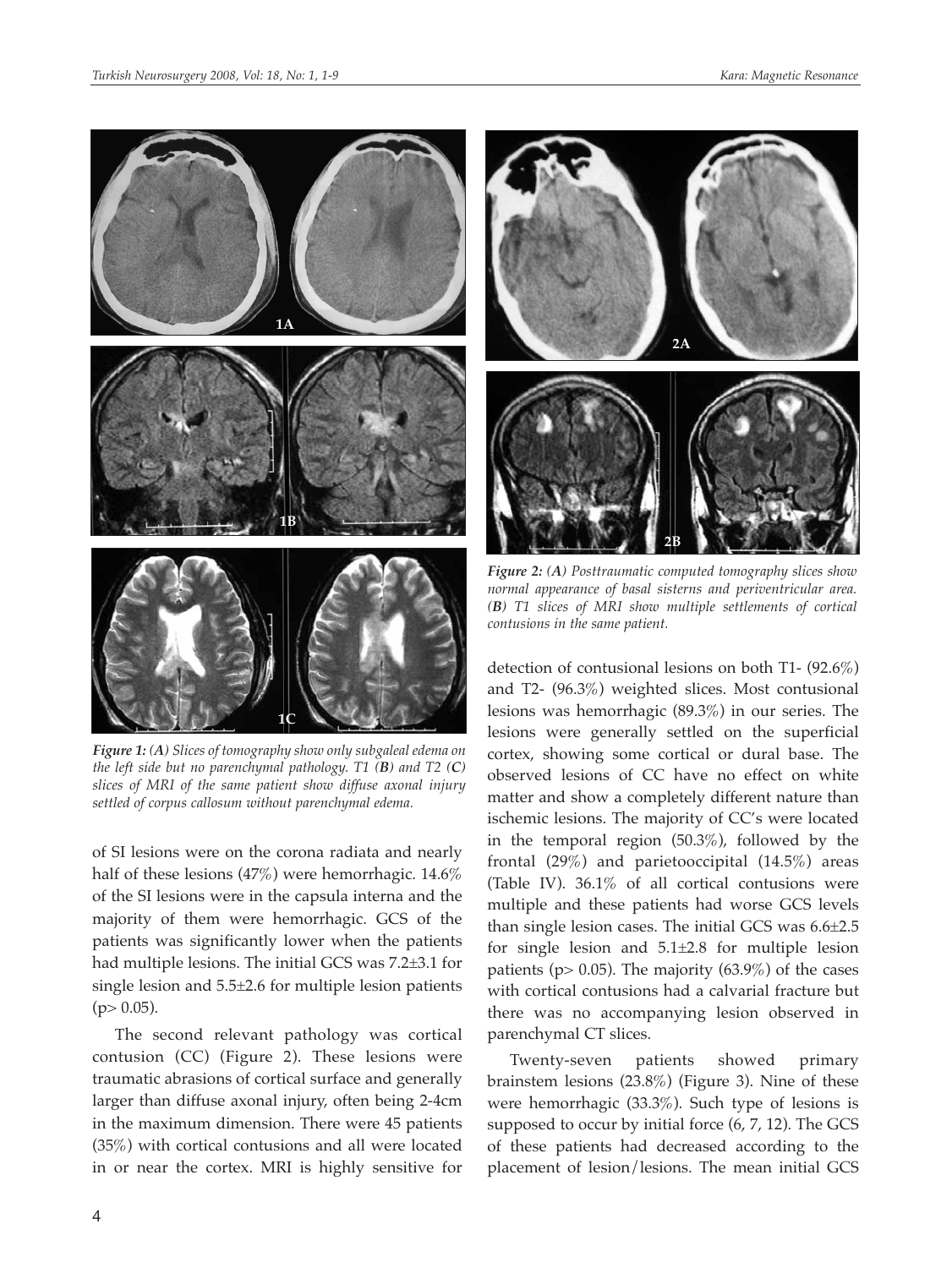*Figure 1: (A) Slices of tomography show only subgaleal edema on the left side but no parenchymal pathology. T1 (B) and T2 (C) slices of MRI of the same patient show diffuse axonal injury settled of corpus callosum without parenchymal edema.*

*Figure 2: (A) Posttraumatic computed tomography slices show normal appearance of basal sisterns and periventricular area. (B) T1 slices of MRI show multiple settlements of cortical contusions in the same patient.*

of SI lesions were on the corona radiata and nearly half of these lesions (47%) were hemorrhagic. 14.6% of the SI lesions were in the capsula interna and the majority of them were hemorrhagic. GCS of the patients was significantly lower when the patients had multiple lesions. The initial GCS was 7.2±3.1 for single lesion and 5.5±2.6 for multiple lesion patients ($p > 0.05$).

The second relevant pathology was cortical contusion (CC) (Figure 2). These lesions were traumatic abrasions of cortical surface and generally larger than diffuse axonal injury, often being 2-4cm in the maximum dimension. There were 45 patients (35%) with cortical contusions and all were located in or near the cortex. MRI is highly sensitive for detection of contusional lesions on both T1- (92.6%) and T2- (96.3%) weighted slices. Most contusional lesions was hemorrhagic (89.3%) in our series. The lesions were generally settled on the superficial cortex, showing some cortical or dural base. The observed lesions of CC have no effect on white matter and show a completely different nature than ischemic lesions. The majority of CC's were located in the temporal region (50.3%), followed by the frontal (29%) and parietooccipital (14.5%) areas (Table IV). 36.1% of all cortical contusions were multiple and these patients had worse GCS levels than single lesion cases. The initial GCS was 6.6±2.5 for single lesion and 5.1±2.8 for multiple lesion patients ($p > 0.05$). The majority (63.9%) of the cases with cortical contusions had a calvarial fracture but there was no accompanying lesion observed in parenchymal CT slices.

Twenty-seven patients showed primary brainstem lesions (23.8%) (Figure 3). Nine of these were hemorrhagic (33.3%). Such type of lesions is supposed to occur by initial force (6, 7, 12). The GCS of these patients had decreased according to the placement of lesion/lesions. The mean initial GCS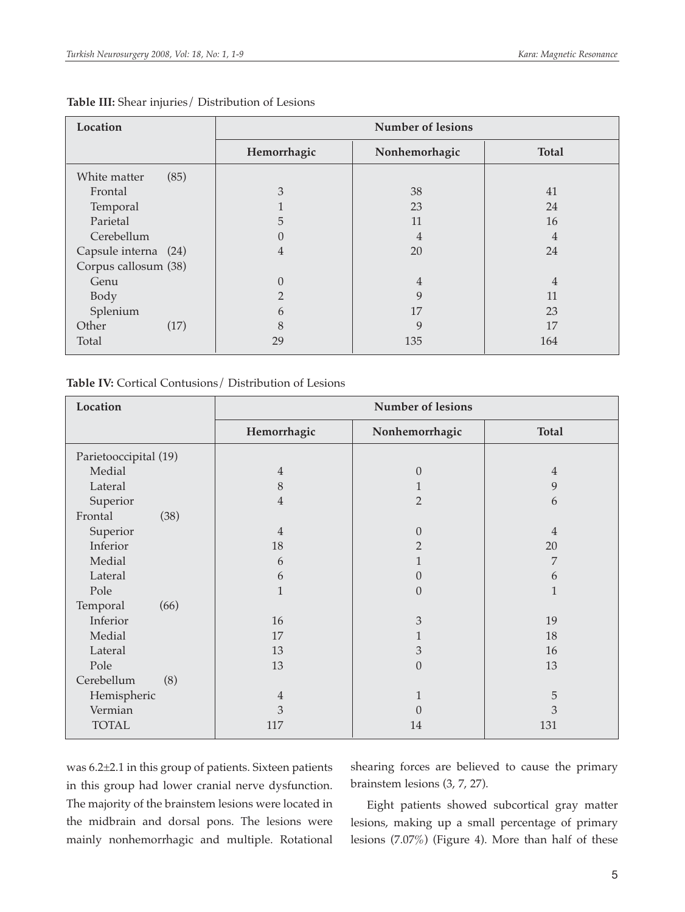**Table III:** Shear injuries/ Distribution of Lesions

| Location | Number of lesions | | |
|---|---|---|---|
| | Hemorrhagic | Nonhemorhagic | Total |
| White matter (85) | | | |
| Frontal | 3 | 38 | 41 |
| Temporal | 1 | 23 | 24 |
| Parietal | 5 | 11 | 16 |
| Cerebellum | 0 | 4 | 4 |
| Capsule interna (24) | 4 | 20 | 24 |
| Corpus callosum (38) | | | |
| Genu | 0 | 4 | 4 |
| Body | 2 | 9 | 11 |
| Splenium | 6 | 17 | 23 |
| Other (17) | 8 | 9 | 17 |
| Total | 29 | 135 | 164 |

**Table IV:** Cortical Contusions/ Distribution of Lesions

| Location | Number of lesions | | |
|---|---|---|---|
| | Hemorrhagic | Nonhemorrhagic | Total |
| Parietooccipital (19) | | | |
| Medial | 4 | 0 | 4 |
| Lateral | 8 | 1 | 9 |
| Superior | 4 | 2 | 6 |
| Frontal (38) | | | |
| Superior | 4 | 0 | 4 |
| Inferior | 18 | 2 | 20 |
| Medial | 6 | 1 | 7 |
| Lateral | 6 | 0 | 6 |
| Pole | 1 | 0 | 1 |
| Temporal (66) | | | |
| Inferior | 16 | 3 | 19 |
| Medial | 17 | 1 | 18 |
| Lateral | 13 | 3 | 16 |
| Pole | 13 | 0 | 13 |
| Cerebellum (8) | | | |
| Hemispheric | 4 | 1 | 5 |
| Vermian | 3 | 0 | 3 |
| TOTAL | 117 | 14 | 131 |

was 6.2±2.1 in this group of patients. Sixteen patients in this group had lower cranial nerve dysfunction. The majority of the brainstem lesions were located in the midbrain and dorsal pons. The lesions were mainly nonhemorrhagic and multiple. Rotational shearing forces are believed to cause the primary brainstem lesions (3, 7, 27).

Eight patients showed subcortical gray matter lesions, making up a small percentage of primary lesions (7.07%) (Figure 4). More than half of these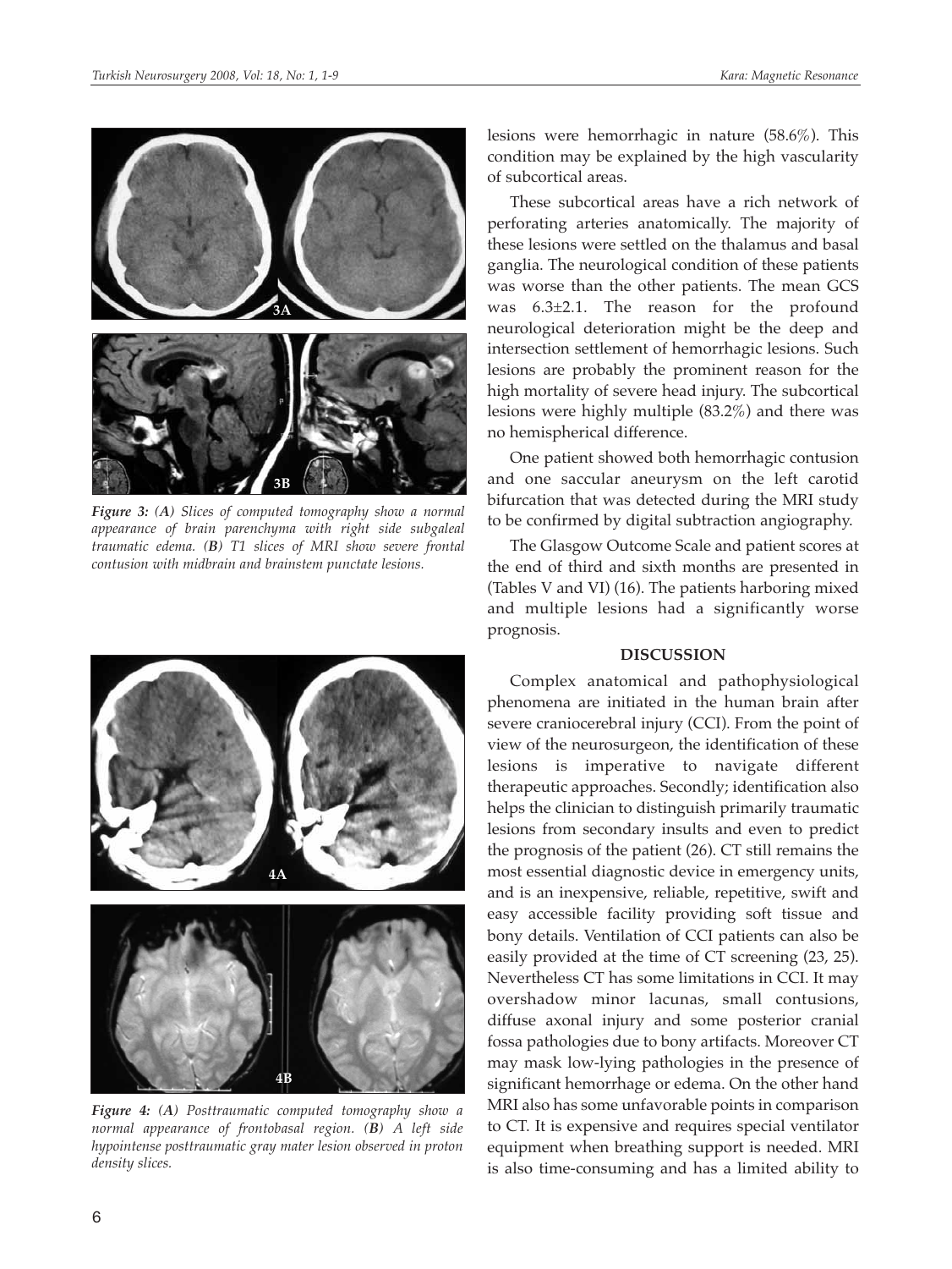*Figure 3: (A) Slices of computed tomography show a normal appearance of brain parenchyma with right side subgaleal traumatic edema. (B) T1 slices of MRI show severe frontal contusion with midbrain and brainstem punctate lesions.*

*Figure 4: (A) Posttraumatic computed tomography show a normal appearance of frontobasal region. (B) A left side hypointense posttraumatic gray mater lesion observed in proton density slices.*

lesions were hemorrhagic in nature (58.6%). This condition may be explained by the high vascularity of subcortical areas.

These subcortical areas have a rich network of perforating arteries anatomically. The majority of these lesions were settled on the thalamus and basal ganglia. The neurological condition of these patients was worse than the other patients. The mean GCS was 6.3±2.1. The reason for the profound neurological deterioration might be the deep and intersection settlement of hemorrhagic lesions. Such lesions are probably the prominent reason for the high mortality of severe head injury. The subcortical lesions were highly multiple (83.2%) and there was no hemispherical difference.

One patient showed both hemorrhagic contusion and one saccular aneurysm on the left carotid bifurcation that was detected during the MRI study to be confirmed by digital subtraction angiography.

The Glasgow Outcome Scale and patient scores at the end of third and sixth months are presented in (Tables V and VI) (16). The patients harboring mixed and multiple lesions had a significantly worse prognosis.

## DISCUSSION

Complex anatomical and pathophysiological phenomena are initiated in the human brain after severe craniocerebral injury (CCI). From the point of view of the neurosurgeon, the identification of these lesions is imperative to navigate different therapeutic approaches. Secondly; identification also helps the clinician to distinguish primarily traumatic lesions from secondary insults and even to predict the prognosis of the patient (26). CT still remains the most essential diagnostic device in emergency units, and is an inexpensive, reliable, repetitive, swift and easy accessible facility providing soft tissue and bony details. Ventilation of CCI patients can also be easily provided at the time of CT screening (23, 25). Nevertheless CT has some limitations in CCI. It may overshadow minor lacunas, small contusions, diffuse axonal injury and some posterior cranial fossa pathologies due to bony artifacts. Moreover CT may mask low-lying pathologies in the presence of significant hemorrhage or edema. On the other hand MRI also has some unfavorable points in comparison to CT. It is expensive and requires special ventilator equipment when breathing support is needed. MRI is also time-consuming and has a limited ability to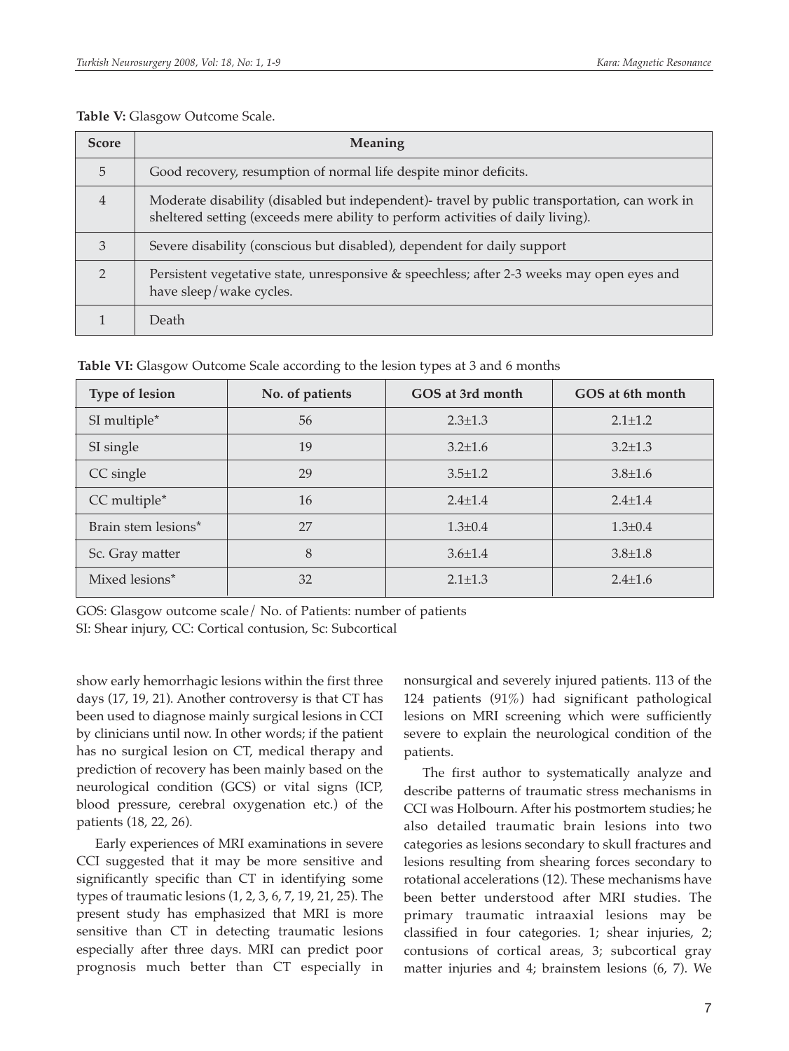**Table V:** Glasgow Outcome Scale.

| Score | Meaning |
|---|---|
| 5 | Good recovery, resumption of normal life despite minor deficits. |
| 4 | Moderate disability (disabled but independent)- travel by public transportation, can work in sheltered setting (exceeds mere ability to perform activities of daily living). |
| 3 | Severe disability (conscious but disabled), dependent for daily support |
| 2 | Persistent vegetative state, unresponsive & speechless; after 2-3 weeks may open eyes and have sleep/wake cycles. |
| 1 | Death |

**Table VI:** Glasgow Outcome Scale according to the lesion types at 3 and 6 months

| Type of lesion | No. of patients | GOS at 3rd month | GOS at 6th month |
|---|---|---|---|
| SI multiple* | 56 | 2.3±1.3 | 2.1±1.2 |
| SI single | 19 | 3.2±1.6 | 3.2±1.3 |
| CC single | 29 | 3.5±1.2 | 3.8±1.6 |
| CC multiple* | 16 | 2.4±1.4 | 2.4±1.4 |
| Brain stem lesions* | 27 | 1.3±0.4 | 1.3±0.4 |
| Sc. Gray matter | 8 | 3.6±1.4 | 3.8±1.8 |
| Mixed lesions* | 32 | 2.1±1.3 | 2.4±1.6 |

GOS: Glasgow outcome scale/ No. of Patients: number of patients
SI: Shear injury, CC: Cortical contusion, Sc: Subcortical

show early hemorrhagic lesions within the first three days (17, 19, 21). Another controversy is that CT has been used to diagnose mainly surgical lesions in CCI by clinicians until now. In other words; if the patient has no surgical lesion on CT, medical therapy and prediction of recovery has been mainly based on the neurological condition (GCS) or vital signs (ICP, blood pressure, cerebral oxygenation etc.) of the patients (18, 22, 26).

Early experiences of MRI examinations in severe CCI suggested that it may be more sensitive and significantly specific than CT in identifying some types of traumatic lesions (1, 2, 3, 6, 7, 19, 21, 25). The present study has emphasized that MRI is more sensitive than CT in detecting traumatic lesions especially after three days. MRI can predict poor prognosis much better than CT especially in nonsurgical and severely injured patients. 113 of the 124 patients (91%) had significant pathological lesions on MRI screening which were sufficiently severe to explain the neurological condition of the patients.

The first author to systematically analyze and describe patterns of traumatic stress mechanisms in CCI was Holbourn. After his postmortem studies; he also detailed traumatic brain lesions into two categories as lesions secondary to skull fractures and lesions resulting from shearing forces secondary to rotational accelerations (12). These mechanisms have been better understood after MRI studies. The primary traumatic intraaxial lesions may be classified in four categories. 1; shear injuries, 2; contusions of cortical areas, 3; subcortical gray matter injuries and 4; brainstem lesions (6, 7). We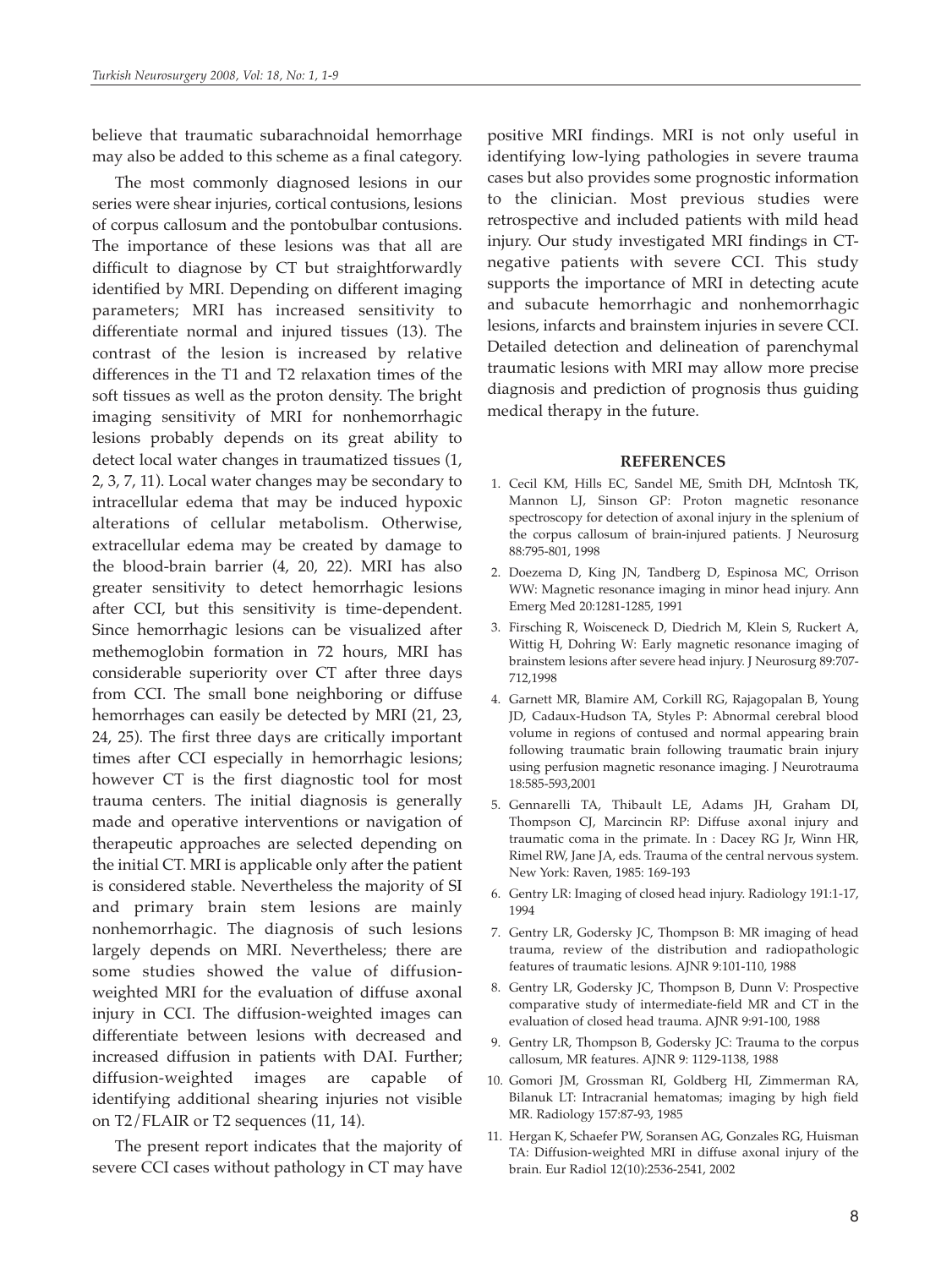believe that traumatic subarachnoidal hemorrhage may also be added to this scheme as a final category.

The most commonly diagnosed lesions in our series were shear injuries, cortical contusions, lesions of corpus callosum and the pontobulbar contusions. The importance of these lesions was that all are difficult to diagnose by CT but straightforwardly identified by MRI. Depending on different imaging parameters; MRI has increased sensitivity to differentiate normal and injured tissues (13). The contrast of the lesion is increased by relative differences in the T1 and T2 relaxation times of the soft tissues as well as the proton density. The bright imaging sensitivity of MRI for nonhemorrhagic lesions probably depends on its great ability to detect local water changes in traumatized tissues (1, 2, 3, 7, 11). Local water changes may be secondary to intracellular edema that may be induced hypoxic alterations of cellular metabolism. Otherwise, extracellular edema may be created by damage to the blood-brain barrier (4, 20, 22). MRI has also greater sensitivity to detect hemorrhagic lesions after CCI, but this sensitivity is time-dependent. Since hemorrhagic lesions can be visualized after methemoglobin formation in 72 hours, MRI has considerable superiority over CT after three days from CCI. The small bone neighboring or diffuse hemorrhages can easily be detected by MRI (21, 23, 24, 25). The first three days are critically important times after CCI especially in hemorrhagic lesions; however CT is the first diagnostic tool for most trauma centers. The initial diagnosis is generally made and operative interventions or navigation of therapeutic approaches are selected depending on the initial CT. MRI is applicable only after the patient is considered stable. Nevertheless the majority of SI and primary brain stem lesions are mainly nonhemorrhagic. The diagnosis of such lesions largely depends on MRI. Nevertheless; there are some studies showed the value of diffusion-weighted MRI for the evaluation of diffuse axonal injury in CCI. The diffusion-weighted images can differentiate between lesions with decreased and increased diffusion in patients with DAI. Further; diffusion-weighted images are capable of identifying additional shearing injuries not visible on T2/FLAIR or T2 sequences (11, 14).

The present report indicates that the majority of severe CCI cases without pathology in CT may have positive MRI findings. MRI is not only useful in identifying low-lying pathologies in severe trauma cases but also provides some prognostic information to the clinician. Most previous studies were retrospective and included patients with mild head injury. Our study investigated MRI findings in CT-negative patients with severe CCI. This study supports the importance of MRI in detecting acute and subacute hemorrhagic and nonhemorrhagic lesions, infarcts and brainstem injuries in severe CCI. Detailed detection and delineation of parenchymal traumatic lesions with MRI may allow more precise diagnosis and prediction of prognosis thus guiding medical therapy in the future.

## REFERENCES

1. Cecil KM, Hills EC, Sandel ME, Smith DH, McIntosh TK, Mannon LJ, Sinson GP: Proton magnetic resonance spectroscopy for detection of axonal injury in the splenium of the corpus callosum of brain-injured patients. J Neurosurg 88:795-801, 1998
2. Doezema D, King JN, Tandberg D, Espinosa MC, Orrison WW: Magnetic resonance imaging in minor head injury. Ann Emerg Med 20:1281-1285, 1991
3. Firsching R, Woisceneck D, Diedrich M, Klein S, Ruckert A, Wittig H, Dohring W: Early magnetic resonance imaging of brainstem lesions after severe head injury. J Neurosurg 89:707-712,1998
4. Garnett MR, Blamire AM, Corkill RG, Rajagopalan B, Young JD, Cadaux-Hudson TA, Styles P: Abnormal cerebral blood volume in regions of contused and normal appearing brain following traumatic brain following traumatic brain injury using perfusion magnetic resonance imaging. J Neurotrauma 18:585-593,2001
5. Gennarelli TA, Thibault LE, Adams JH, Graham DI, Thompson CJ, Marcincin RP: Diffuse axonal injury and traumatic coma in the primate. In : Dacey RG Jr, Winn HR, Rimel RW, Jane JA, eds. Trauma of the central nervous system. New York: Raven, 1985: 169-193
6. Gentry LR: Imaging of closed head injury. Radiology 191:1-17, 1994
7. Gentry LR, Godersky JC, Thompson B: MR imaging of head trauma, review of the distribution and radiopathologic features of traumatic lesions. AJNR 9:101-110, 1988
8. Gentry LR, Godersky JC, Thompson B, Dunn V: Prospective comparative study of intermediate-field MR and CT in the evaluation of closed head trauma. AJNR 9:91-100, 1988
9. Gentry LR, Thompson B, Godersky JC: Trauma to the corpus callosum, MR features. AJNR 9: 1129-1138, 1988
10. Gomori JM, Grossman RI, Goldberg HI, Zimmerman RA, Bilanuk LT: Intracranial hematomas; imaging by high field MR. Radiology 157:87-93, 1985
11. Hergan K, Schaefer PW, Soransen AG, Gonzales RG, Huisman TA: Diffusion-weighted MRI in diffuse axonal injury of the brain. Eur Radiol 12(10):2536-2541, 2002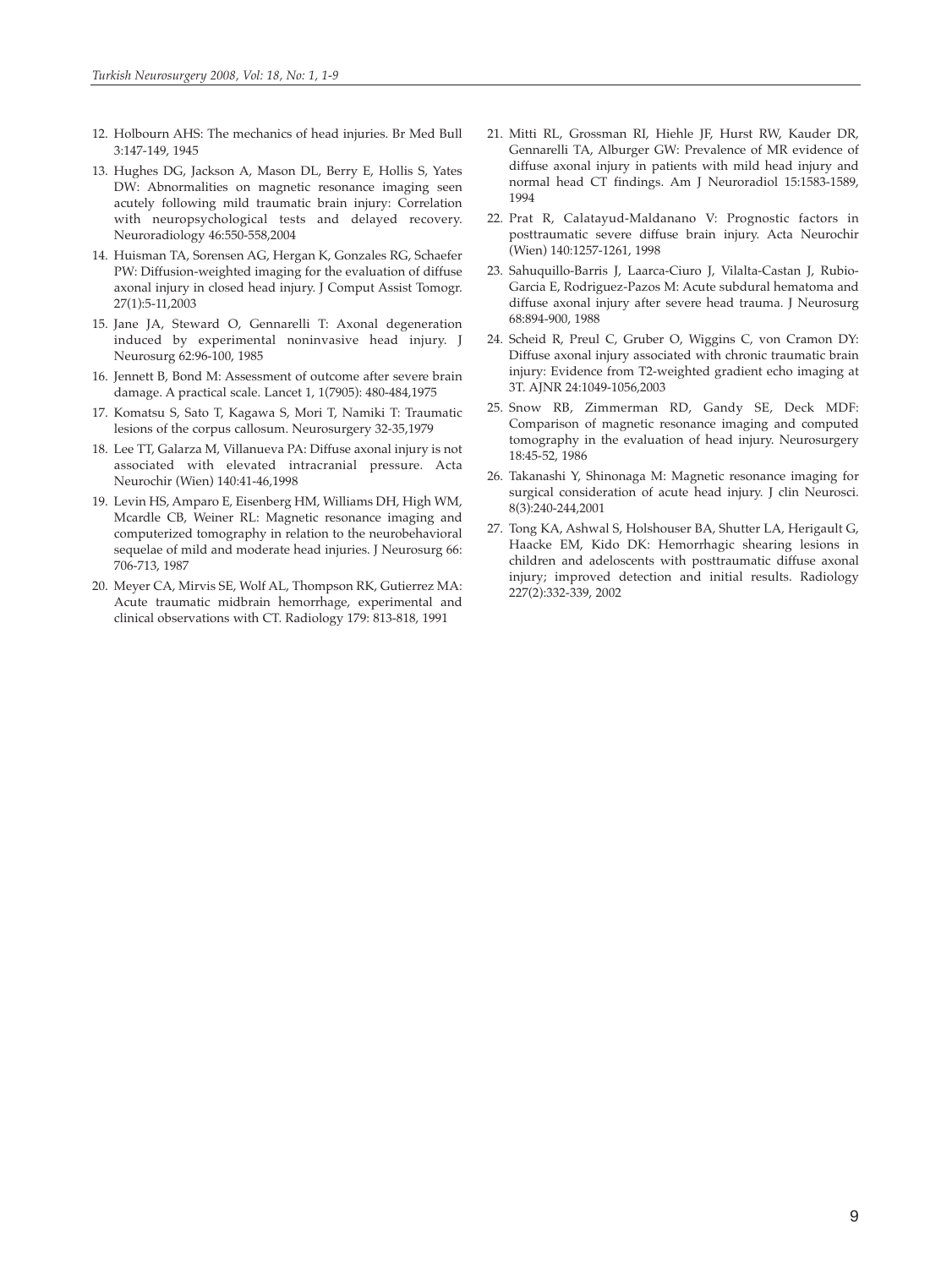12. Holbourn AHS: The mechanics of head injuries. Br Med Bull 3:147-149, 1945
13. Hughes DG, Jackson A, Mason DL, Berry E, Hollis S, Yates DW: Abnormalities on magnetic resonance imaging seen acutely following mild traumatic brain injury: Correlation with neuropsychological tests and delayed recovery. Neuroradiology 46:550-558,2004
14. Huisman TA, Sorensen AG, Hergan K, Gonzales RG, Schaefer PW: Diffusion-weighted imaging for the evaluation of diffuse axonal injury in closed head injury. J Comput Assist Tomogr. 27(1):5-11,2003
15. Jane JA, Steward O, Gennarelli T: Axonal degeneration induced by experimental noninvasive head injury. J Neurosurg 62:96-100, 1985
16. Jennett B, Bond M: Assessment of outcome after severe brain damage. A practical scale. Lancet 1, 1(7905): 480-484,1975
17. Komatsu S, Sato T, Kagawa S, Mori T, Namiki T: Traumatic lesions of the corpus callosum. Neurosurgery 32-35,1979
18. Lee TT, Galarza M, Villanueva PA: Diffuse axonal injury is not associated with elevated intracranial pressure. Acta Neurochir (Wien) 140:41-46,1998
19. Levin HS, Amparo E, Eisenberg HM, Williams DH, High WM, Mcardle CB, Weiner RL: Magnetic resonance imaging and computerized tomography in relation to the neurobehavioral sequelae of mild and moderate head injuries. J Neurosurg 66: 706-713, 1987
20. Meyer CA, Mirvis SE, Wolf AL, Thompson RK, Gutierrez MA: Acute traumatic midbrain hemorrhage, experimental and clinical observations with CT. Radiology 179: 813-818, 1991
21. Mitti RL, Grossman RI, Hiehle JF, Hurst RW, Kauder DR, Gennarelli TA, Alburger GW: Prevalence of MR evidence of diffuse axonal injury in patients with mild head injury and normal head CT findings. Am J Neuroradiol 15:1583-1589, 1994
22. Prat R, Calatayud-Maldanano V: Prognostic factors in posttraumatic severe diffuse brain injury. Acta Neurochir (Wien) 140:1257-1261, 1998
23. Sahuquillo-Barris J, Laarca-Ciuro J, Vilalta-Castan J, Rubio-Garcia E, Rodriguez-Pazos M: Acute subdural hematoma and diffuse axonal injury after severe head trauma. J Neurosurg 68:894-900, 1988
24. Scheid R, Preul C, Gruber O, Wiggins C, von Cramon DY: Diffuse axonal injury associated with chronic traumatic brain injury: Evidence from T2-weighted gradient echo imaging at 3T. AJNR 24:1049-1056,2003
25. Snow RB, Zimmerman RD, Gandy SE, Deck MDF: Comparison of magnetic resonance imaging and computed tomography in the evaluation of head injury. Neurosurgery 18:45-52, 1986
26. Takanashi Y, Shinonaga M: Magnetic resonance imaging for surgical consideration of acute head injury. J clin Neurosci. 8(3):240-244,2001
27. Tong KA, Ashwal S, Holshouser BA, Shutter LA, Herigault G, Haacke EM, Kido DK: Hemorrhagic shearing lesions in children and adeloscents with posttraumatic diffuse axonal injury; improved detection and initial results. Radiology 227(2):332-339, 2002